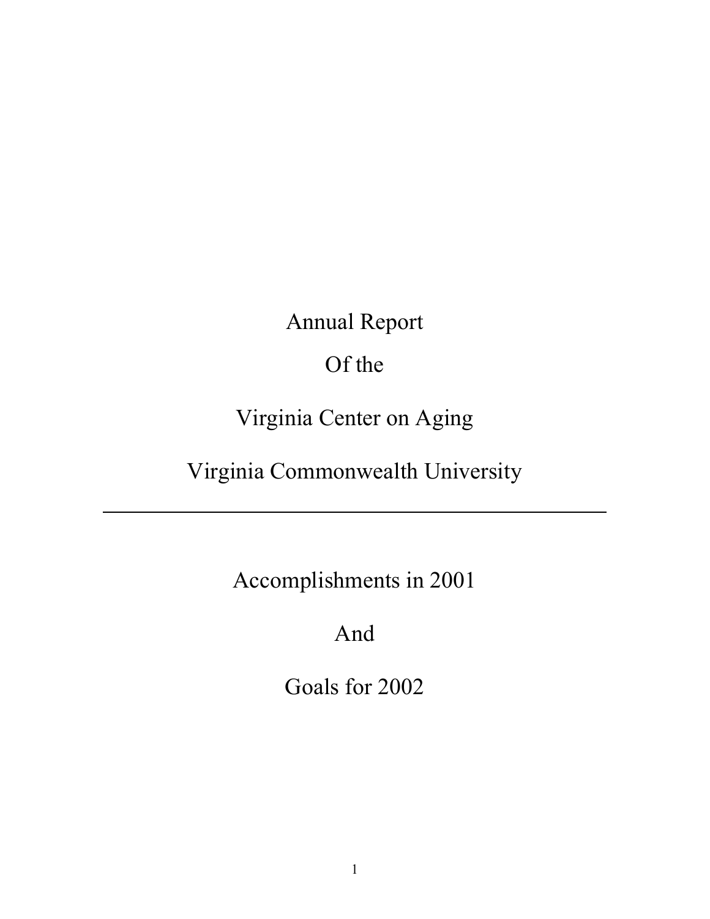# Annual Report

# Of the

# Virginia Center on Aging

# Virginia Commonwealth University

---

## Accomplishments in 2001

## And

## Goals for 2002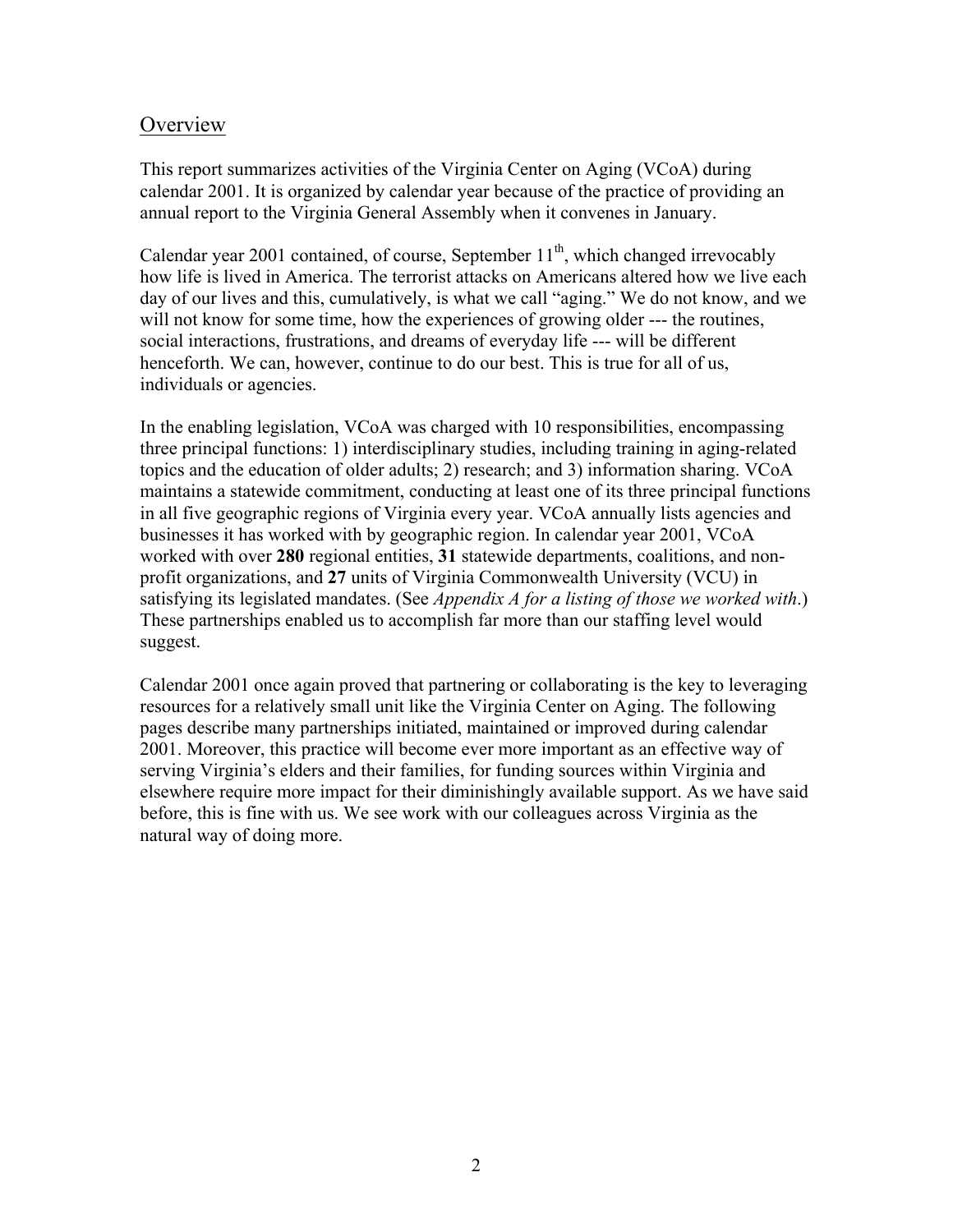## Overview

This report summarizes activities of the Virginia Center on Aging (VCoA) during calendar 2001. It is organized by calendar year because of the practice of providing an annual report to the Virginia General Assembly when it convenes in January.

Calendar year 2001 contained, of course, September 11th, which changed irrevocably how life is lived in America. The terrorist attacks on Americans altered how we live each day of our lives and this, cumulatively, is what we call "aging." We do not know, and we will not know for some time, how the experiences of growing older --- the routines, social interactions, frustrations, and dreams of everyday life --- will be different henceforth. We can, however, continue to do our best. This is true for all of us, individuals or agencies.

In the enabling legislation, VCoA was charged with 10 responsibilities, encompassing three principal functions: 1) interdisciplinary studies, including training in aging-related topics and the education of older adults; 2) research; and 3) information sharing. VCoA maintains a statewide commitment, conducting at least one of its three principal functions in all five geographic regions of Virginia every year. VCoA annually lists agencies and businesses it has worked with by geographic region. In calendar year 2001, VCoA worked with over **280** regional entities, **31** statewide departments, coalitions, and non-profit organizations, and **27** units of Virginia Commonwealth University (VCU) in satisfying its legislated mandates. (See *Appendix A for a listing of those we worked with*.) These partnerships enabled us to accomplish far more than our staffing level would suggest.

Calendar 2001 once again proved that partnering or collaborating is the key to leveraging resources for a relatively small unit like the Virginia Center on Aging. The following pages describe many partnerships initiated, maintained or improved during calendar 2001. Moreover, this practice will become ever more important as an effective way of serving Virginia's elders and their families, for funding sources within Virginia and elsewhere require more impact for their diminishingly available support. As we have said before, this is fine with us. We see work with our colleagues across Virginia as the natural way of doing more.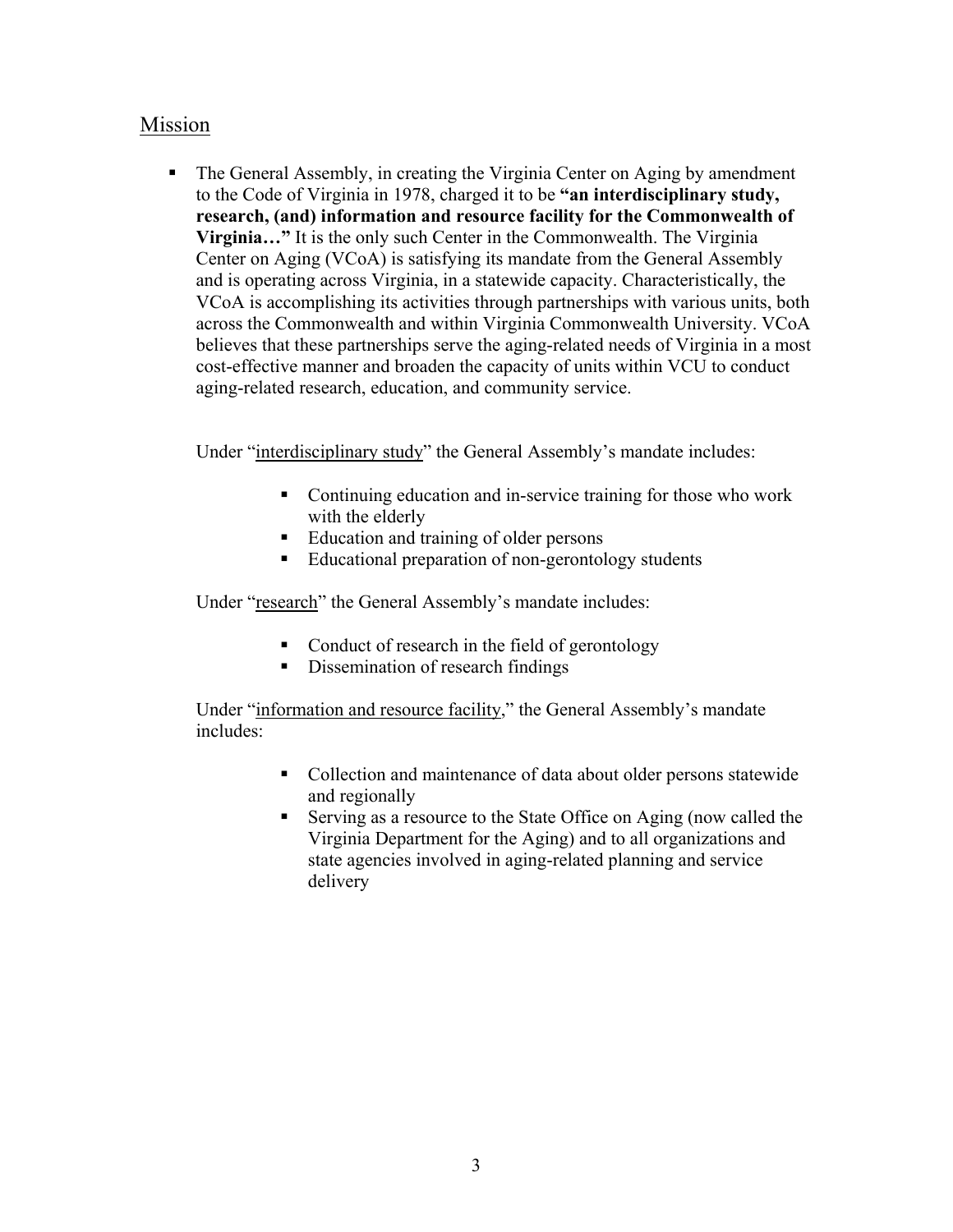## Mission

- The General Assembly, in creating the Virginia Center on Aging by amendment to the Code of Virginia in 1978, charged it to be **"an interdisciplinary study, research, (and) information and resource facility for the Commonwealth of Virginia…"** It is the only such Center in the Commonwealth. The Virginia Center on Aging (VCoA) is satisfying its mandate from the General Assembly and is operating across Virginia, in a statewide capacity. Characteristically, the VCoA is accomplishing its activities through partnerships with various units, both across the Commonwealth and within Virginia Commonwealth University. VCoA believes that these partnerships serve the aging-related needs of Virginia in a most cost-effective manner and broaden the capacity of units within VCU to conduct aging-related research, education, and community service.

  Under "<u>interdisciplinary study</u>" the General Assembly's mandate includes:

  - Continuing education and in-service training for those who work with the elderly
  - Education and training of older persons
  - Educational preparation of non-gerontology students

  Under "<u>research</u>" the General Assembly's mandate includes:

  - Conduct of research in the field of gerontology
  - Dissemination of research findings

  Under "<u>information and resource facility</u>," the General Assembly's mandate includes:

  - Collection and maintenance of data about older persons statewide and regionally
  - Serving as a resource to the State Office on Aging (now called the Virginia Department for the Aging) and to all organizations and state agencies involved in aging-related planning and service delivery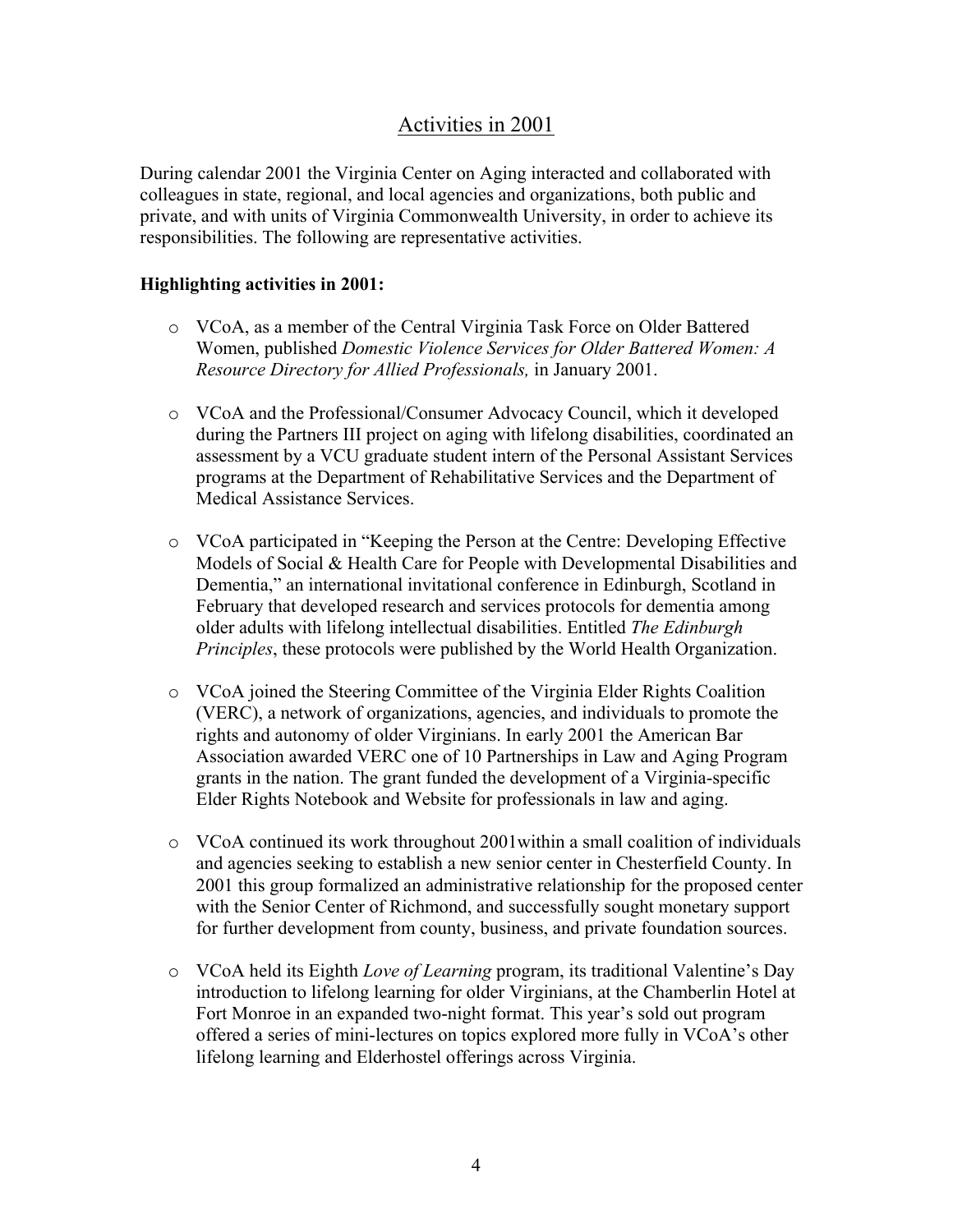## Activities in 2001

During calendar 2001 the Virginia Center on Aging interacted and collaborated with colleagues in state, regional, and local agencies and organizations, both public and private, and with units of Virginia Commonwealth University, in order to achieve its responsibilities. The following are representative activities.

**Highlighting activities in 2001:**

- VCoA, as a member of the Central Virginia Task Force on Older Battered Women, published *Domestic Violence Services for Older Battered Women: A Resource Directory for Allied Professionals,* in January 2001.

- VCoA and the Professional/Consumer Advocacy Council, which it developed during the Partners III project on aging with lifelong disabilities, coordinated an assessment by a VCU graduate student intern of the Personal Assistant Services programs at the Department of Rehabilitative Services and the Department of Medical Assistance Services.

- VCoA participated in "Keeping the Person at the Centre: Developing Effective Models of Social & Health Care for People with Developmental Disabilities and Dementia," an international invitational conference in Edinburgh, Scotland in February that developed research and services protocols for dementia among older adults with lifelong intellectual disabilities. Entitled *The Edinburgh Principles*, these protocols were published by the World Health Organization.

- VCoA joined the Steering Committee of the Virginia Elder Rights Coalition (VERC), a network of organizations, agencies, and individuals to promote the rights and autonomy of older Virginians. In early 2001 the American Bar Association awarded VERC one of 10 Partnerships in Law and Aging Program grants in the nation. The grant funded the development of a Virginia-specific Elder Rights Notebook and Website for professionals in law and aging.

- VCoA continued its work throughout 2001within a small coalition of individuals and agencies seeking to establish a new senior center in Chesterfield County. In 2001 this group formalized an administrative relationship for the proposed center with the Senior Center of Richmond, and successfully sought monetary support for further development from county, business, and private foundation sources.

- VCoA held its Eighth *Love of Learning* program, its traditional Valentine's Day introduction to lifelong learning for older Virginians, at the Chamberlin Hotel at Fort Monroe in an expanded two-night format. This year's sold out program offered a series of mini-lectures on topics explored more fully in VCoA's other lifelong learning and Elderhostel offerings across Virginia.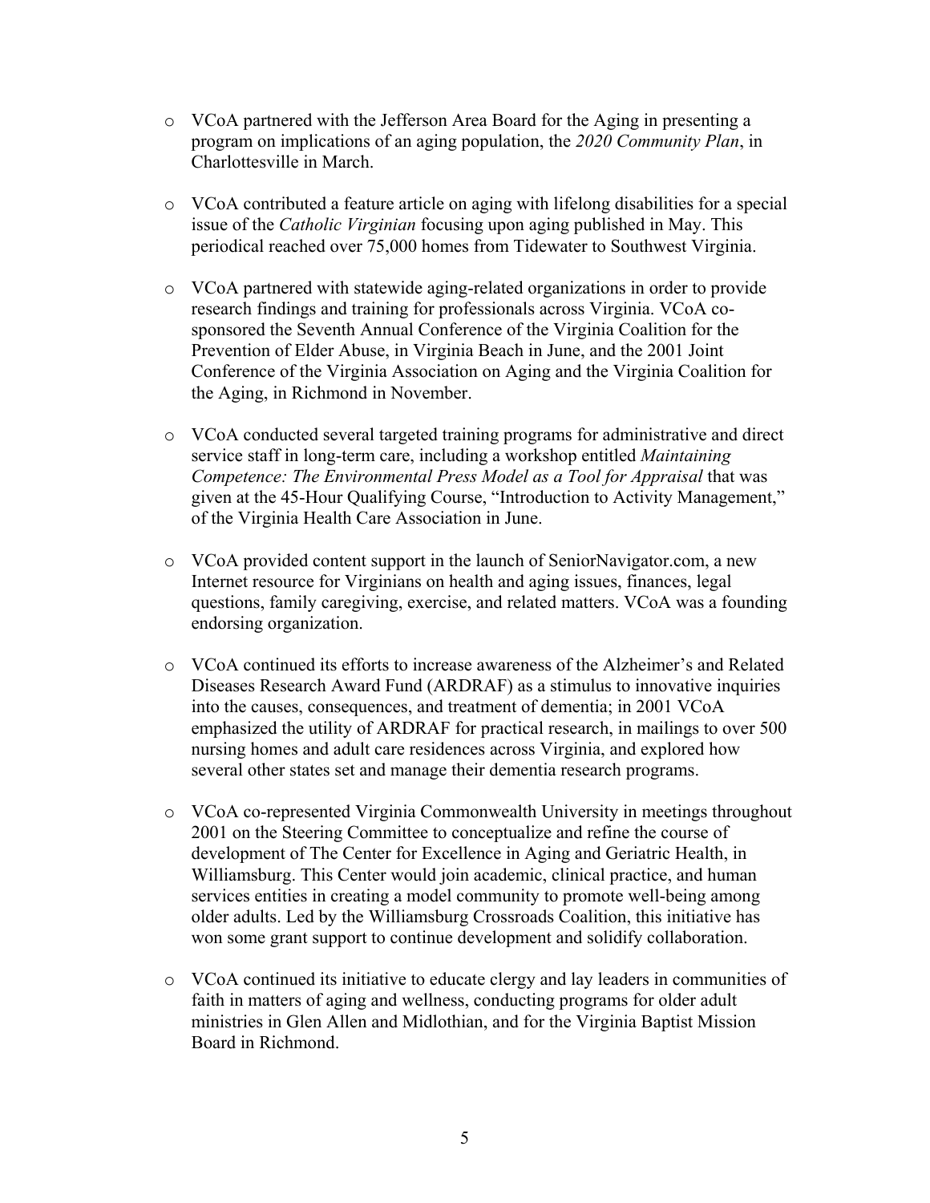- VCoA partnered with the Jefferson Area Board for the Aging in presenting a program on implications of an aging population, the *2020 Community Plan*, in Charlottesville in March.

- VCoA contributed a feature article on aging with lifelong disabilities for a special issue of the *Catholic Virginian* focusing upon aging published in May. This periodical reached over 75,000 homes from Tidewater to Southwest Virginia.

- VCoA partnered with statewide aging-related organizations in order to provide research findings and training for professionals across Virginia. VCoA co-sponsored the Seventh Annual Conference of the Virginia Coalition for the Prevention of Elder Abuse, in Virginia Beach in June, and the 2001 Joint Conference of the Virginia Association on Aging and the Virginia Coalition for the Aging, in Richmond in November.

- VCoA conducted several targeted training programs for administrative and direct service staff in long-term care, including a workshop entitled *Maintaining Competence: The Environmental Press Model as a Tool for Appraisal* that was given at the 45-Hour Qualifying Course, "Introduction to Activity Management," of the Virginia Health Care Association in June.

- VCoA provided content support in the launch of SeniorNavigator.com, a new Internet resource for Virginians on health and aging issues, finances, legal questions, family caregiving, exercise, and related matters. VCoA was a founding endorsing organization.

- VCoA continued its efforts to increase awareness of the Alzheimer's and Related Diseases Research Award Fund (ARDRAF) as a stimulus to innovative inquiries into the causes, consequences, and treatment of dementia; in 2001 VCoA emphasized the utility of ARDRAF for practical research, in mailings to over 500 nursing homes and adult care residences across Virginia, and explored how several other states set and manage their dementia research programs.

- VCoA co-represented Virginia Commonwealth University in meetings throughout 2001 on the Steering Committee to conceptualize and refine the course of development of The Center for Excellence in Aging and Geriatric Health, in Williamsburg. This Center would join academic, clinical practice, and human services entities in creating a model community to promote well-being among older adults. Led by the Williamsburg Crossroads Coalition, this initiative has won some grant support to continue development and solidify collaboration.

- VCoA continued its initiative to educate clergy and lay leaders in communities of faith in matters of aging and wellness, conducting programs for older adult ministries in Glen Allen and Midlothian, and for the Virginia Baptist Mission Board in Richmond.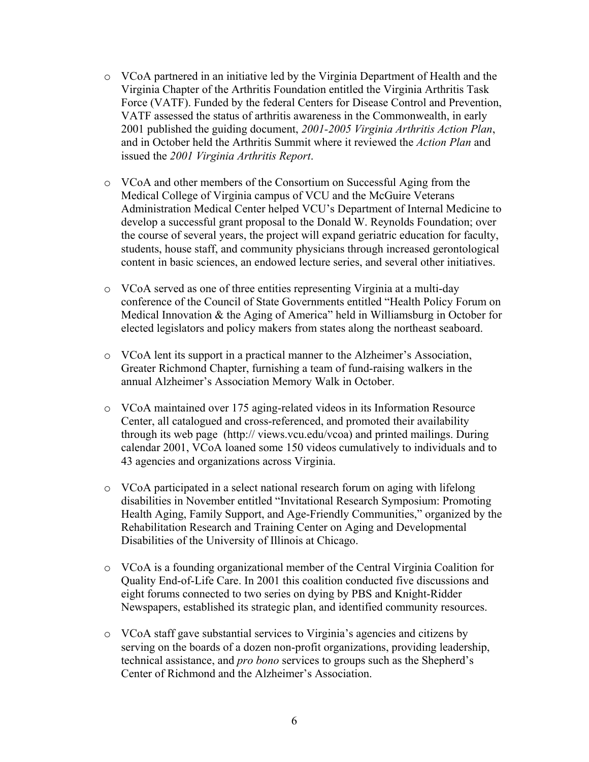- VCoA partnered in an initiative led by the Virginia Department of Health and the Virginia Chapter of the Arthritis Foundation entitled the Virginia Arthritis Task Force (VATF). Funded by the federal Centers for Disease Control and Prevention, VATF assessed the status of arthritis awareness in the Commonwealth, in early 2001 published the guiding document, *2001-2005 Virginia Arthritis Action Plan*, and in October held the Arthritis Summit where it reviewed the *Action Plan* and issued the *2001 Virginia Arthritis Report*.

- VCoA and other members of the Consortium on Successful Aging from the Medical College of Virginia campus of VCU and the McGuire Veterans Administration Medical Center helped VCU's Department of Internal Medicine to develop a successful grant proposal to the Donald W. Reynolds Foundation; over the course of several years, the project will expand geriatric education for faculty, students, house staff, and community physicians through increased gerontological content in basic sciences, an endowed lecture series, and several other initiatives.

- VCoA served as one of three entities representing Virginia at a multi-day conference of the Council of State Governments entitled "Health Policy Forum on Medical Innovation & the Aging of America" held in Williamsburg in October for elected legislators and policy makers from states along the northeast seaboard.

- VCoA lent its support in a practical manner to the Alzheimer's Association, Greater Richmond Chapter, furnishing a team of fund-raising walkers in the annual Alzheimer's Association Memory Walk in October.

- VCoA maintained over 175 aging-related videos in its Information Resource Center, all catalogued and cross-referenced, and promoted their availability through its web page (http:// views.vcu.edu/vcoa) and printed mailings. During calendar 2001, VCoA loaned some 150 videos cumulatively to individuals and to 43 agencies and organizations across Virginia.

- VCoA participated in a select national research forum on aging with lifelong disabilities in November entitled "Invitational Research Symposium: Promoting Health Aging, Family Support, and Age-Friendly Communities," organized by the Rehabilitation Research and Training Center on Aging and Developmental Disabilities of the University of Illinois at Chicago.

- VCoA is a founding organizational member of the Central Virginia Coalition for Quality End-of-Life Care. In 2001 this coalition conducted five discussions and eight forums connected to two series on dying by PBS and Knight-Ridder Newspapers, established its strategic plan, and identified community resources.

- VCoA staff gave substantial services to Virginia's agencies and citizens by serving on the boards of a dozen non-profit organizations, providing leadership, technical assistance, and *pro bono* services to groups such as the Shepherd's Center of Richmond and the Alzheimer's Association.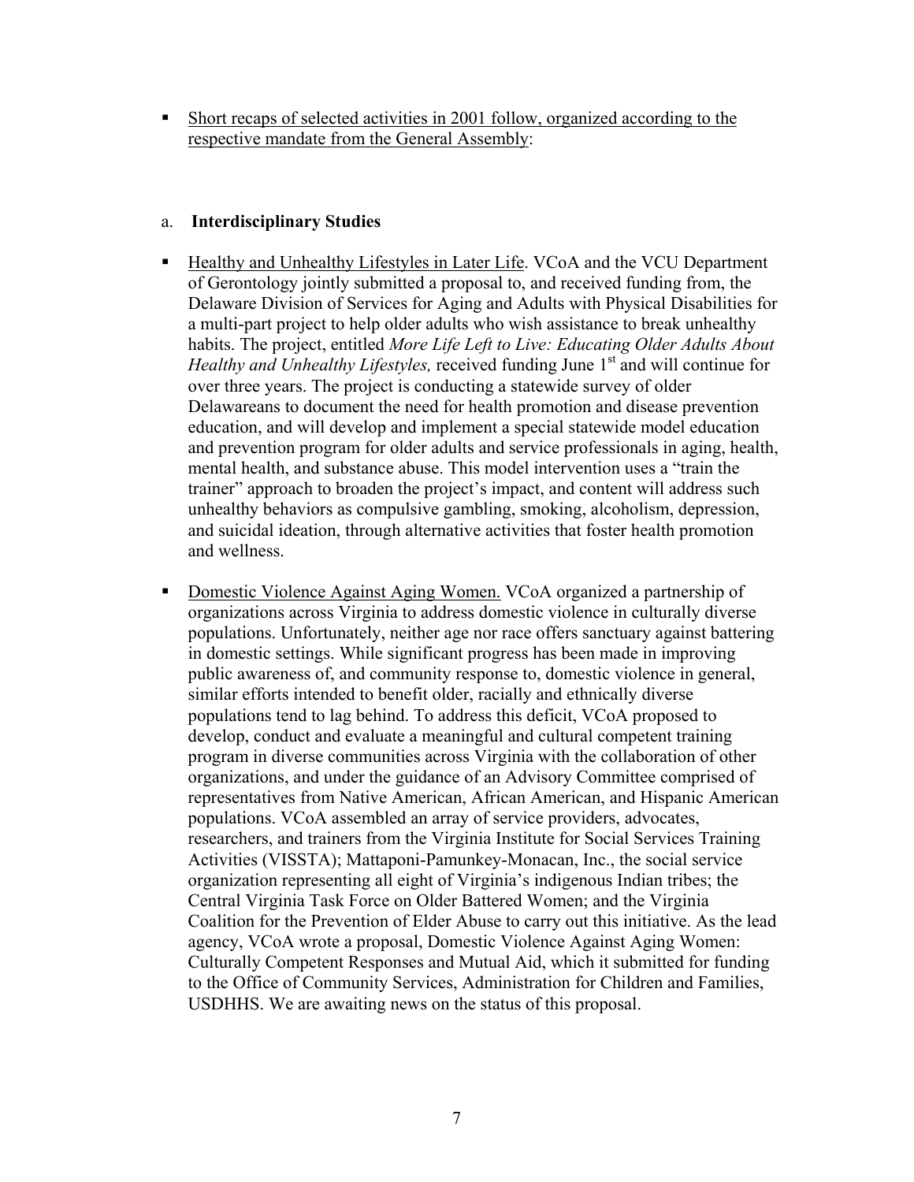- <u>Short recaps of selected activities in 2001 follow, organized according to the respective mandate from the General Assembly</u>:

a. **Interdisciplinary Studies**

- <u>Healthy and Unhealthy Lifestyles in Later Life</u>. VCoA and the VCU Department of Gerontology jointly submitted a proposal to, and received funding from, the Delaware Division of Services for Aging and Adults with Physical Disabilities for a multi-part project to help older adults who wish assistance to break unhealthy habits. The project, entitled *More Life Left to Live: Educating Older Adults About Healthy and Unhealthy Lifestyles,* received funding June 1st and will continue for over three years. The project is conducting a statewide survey of older Delawareans to document the need for health promotion and disease prevention education, and will develop and implement a special statewide model education and prevention program for older adults and service professionals in aging, health, mental health, and substance abuse. This model intervention uses a "train the trainer" approach to broaden the project's impact, and content will address such unhealthy behaviors as compulsive gambling, smoking, alcoholism, depression, and suicidal ideation, through alternative activities that foster health promotion and wellness.

- <u>Domestic Violence Against Aging Women.</u> VCoA organized a partnership of organizations across Virginia to address domestic violence in culturally diverse populations. Unfortunately, neither age nor race offers sanctuary against battering in domestic settings. While significant progress has been made in improving public awareness of, and community response to, domestic violence in general, similar efforts intended to benefit older, racially and ethnically diverse populations tend to lag behind. To address this deficit, VCoA proposed to develop, conduct and evaluate a meaningful and cultural competent training program in diverse communities across Virginia with the collaboration of other organizations, and under the guidance of an Advisory Committee comprised of representatives from Native American, African American, and Hispanic American populations. VCoA assembled an array of service providers, advocates, researchers, and trainers from the Virginia Institute for Social Services Training Activities (VISSTA); Mattaponi-Pamunkey-Monacan, Inc., the social service organization representing all eight of Virginia's indigenous Indian tribes; the Central Virginia Task Force on Older Battered Women; and the Virginia Coalition for the Prevention of Elder Abuse to carry out this initiative. As the lead agency, VCoA wrote a proposal, Domestic Violence Against Aging Women: Culturally Competent Responses and Mutual Aid, which it submitted for funding to the Office of Community Services, Administration for Children and Families, USDHHS. We are awaiting news on the status of this proposal.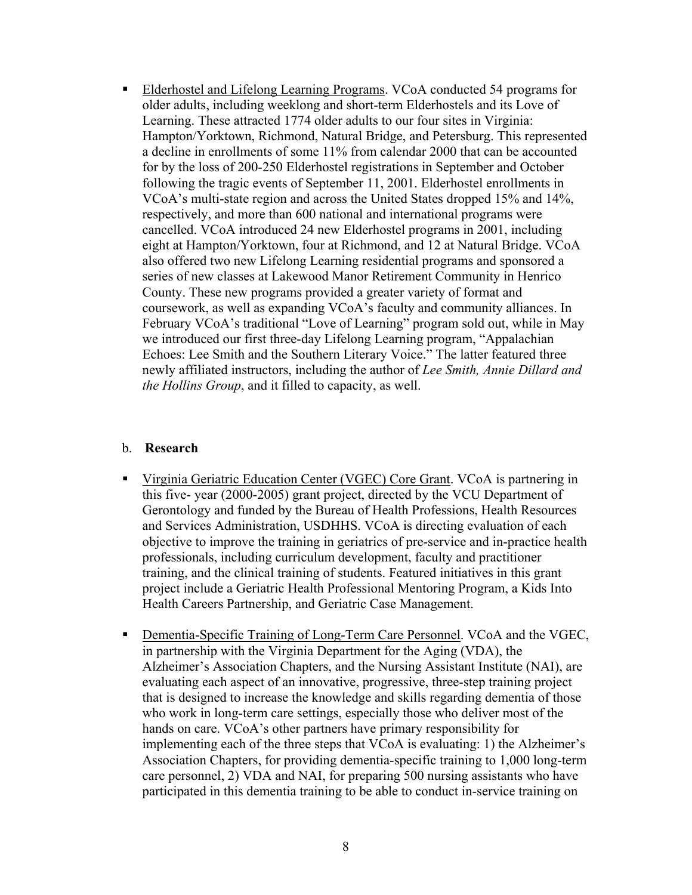- <u>Elderhostel and Lifelong Learning Programs</u>. VCoA conducted 54 programs for older adults, including weeklong and short-term Elderhostels and its Love of Learning. These attracted 1774 older adults to our four sites in Virginia: Hampton/Yorktown, Richmond, Natural Bridge, and Petersburg. This represented a decline in enrollments of some 11% from calendar 2000 that can be accounted for by the loss of 200-250 Elderhostel registrations in September and October following the tragic events of September 11, 2001. Elderhostel enrollments in VCoA's multi-state region and across the United States dropped 15% and 14%, respectively, and more than 600 national and international programs were cancelled. VCoA introduced 24 new Elderhostel programs in 2001, including eight at Hampton/Yorktown, four at Richmond, and 12 at Natural Bridge. VCoA also offered two new Lifelong Learning residential programs and sponsored a series of new classes at Lakewood Manor Retirement Community in Henrico County. These new programs provided a greater variety of format and coursework, as well as expanding VCoA's faculty and community alliances. In February VCoA's traditional "Love of Learning" program sold out, while in May we introduced our first three-day Lifelong Learning program, "Appalachian Echoes: Lee Smith and the Southern Literary Voice." The latter featured three newly affiliated instructors, including the author of *Lee Smith, Annie Dillard and the Hollins Group*, and it filled to capacity, as well.

b. **Research**

- <u>Virginia Geriatric Education Center (VGEC) Core Grant</u>. VCoA is partnering in this five- year (2000-2005) grant project, directed by the VCU Department of Gerontology and funded by the Bureau of Health Professions, Health Resources and Services Administration, USDHHS. VCoA is directing evaluation of each objective to improve the training in geriatrics of pre-service and in-practice health professionals, including curriculum development, faculty and practitioner training, and the clinical training of students. Featured initiatives in this grant project include a Geriatric Health Professional Mentoring Program, a Kids Into Health Careers Partnership, and Geriatric Case Management.

- <u>Dementia-Specific Training of Long-Term Care Personnel</u>. VCoA and the VGEC, in partnership with the Virginia Department for the Aging (VDA), the Alzheimer's Association Chapters, and the Nursing Assistant Institute (NAI), are evaluating each aspect of an innovative, progressive, three-step training project that is designed to increase the knowledge and skills regarding dementia of those who work in long-term care settings, especially those who deliver most of the hands on care. VCoA's other partners have primary responsibility for implementing each of the three steps that VCoA is evaluating: 1) the Alzheimer's Association Chapters, for providing dementia-specific training to 1,000 long-term care personnel, 2) VDA and NAI, for preparing 500 nursing assistants who have participated in this dementia training to be able to conduct in-service training on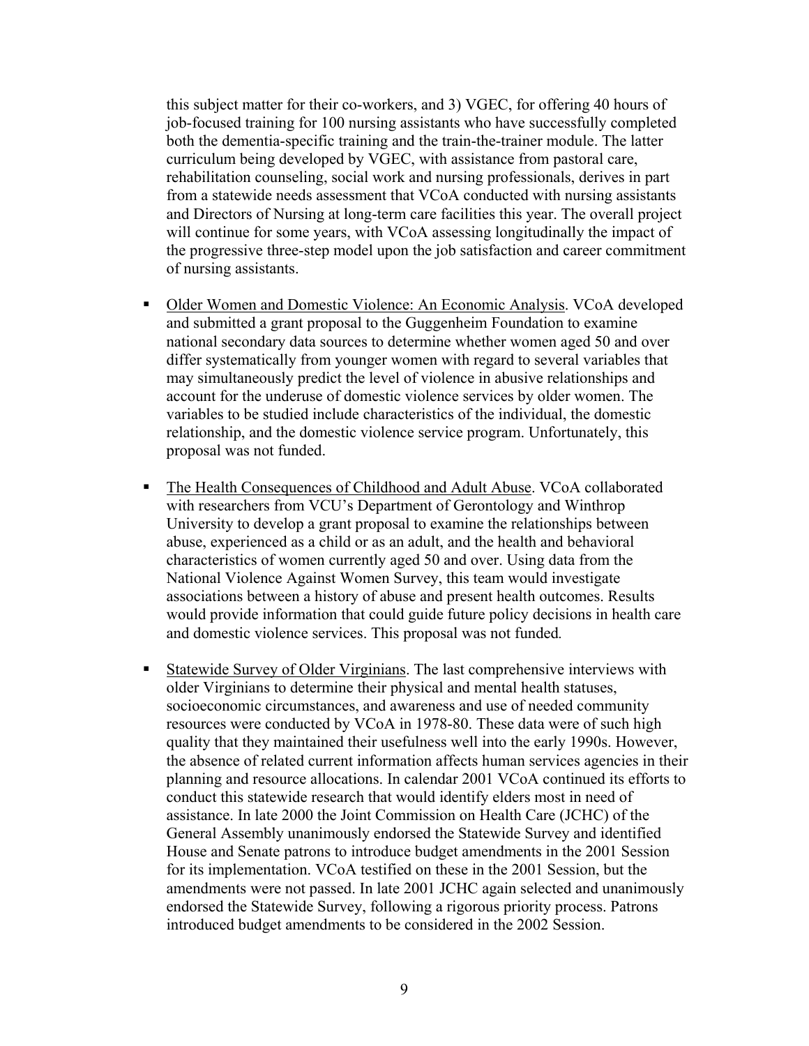this subject matter for their co-workers, and 3) VGEC, for offering 40 hours of job-focused training for 100 nursing assistants who have successfully completed both the dementia-specific training and the train-the-trainer module. The latter curriculum being developed by VGEC, with assistance from pastoral care, rehabilitation counseling, social work and nursing professionals, derives in part from a statewide needs assessment that VCoA conducted with nursing assistants and Directors of Nursing at long-term care facilities this year. The overall project will continue for some years, with VCoA assessing longitudinally the impact of the progressive three-step model upon the job satisfaction and career commitment of nursing assistants.

- <u>Older Women and Domestic Violence: An Economic Analysis</u>. VCoA developed and submitted a grant proposal to the Guggenheim Foundation to examine national secondary data sources to determine whether women aged 50 and over differ systematically from younger women with regard to several variables that may simultaneously predict the level of violence in abusive relationships and account for the underuse of domestic violence services by older women. The variables to be studied include characteristics of the individual, the domestic relationship, and the domestic violence service program. Unfortunately, this proposal was not funded.

- <u>The Health Consequences of Childhood and Adult Abuse</u>. VCoA collaborated with researchers from VCU's Department of Gerontology and Winthrop University to develop a grant proposal to examine the relationships between abuse, experienced as a child or as an adult, and the health and behavioral characteristics of women currently aged 50 and over. Using data from the National Violence Against Women Survey, this team would investigate associations between a history of abuse and present health outcomes. Results would provide information that could guide future policy decisions in health care and domestic violence services. This proposal was not funded.

- <u>Statewide Survey of Older Virginians</u>. The last comprehensive interviews with older Virginians to determine their physical and mental health statuses, socioeconomic circumstances, and awareness and use of needed community resources were conducted by VCoA in 1978-80. These data were of such high quality that they maintained their usefulness well into the early 1990s. However, the absence of related current information affects human services agencies in their planning and resource allocations. In calendar 2001 VCoA continued its efforts to conduct this statewide research that would identify elders most in need of assistance. In late 2000 the Joint Commission on Health Care (JCHC) of the General Assembly unanimously endorsed the Statewide Survey and identified House and Senate patrons to introduce budget amendments in the 2001 Session for its implementation. VCoA testified on these in the 2001 Session, but the amendments were not passed. In late 2001 JCHC again selected and unanimously endorsed the Statewide Survey, following a rigorous priority process. Patrons introduced budget amendments to be considered in the 2002 Session.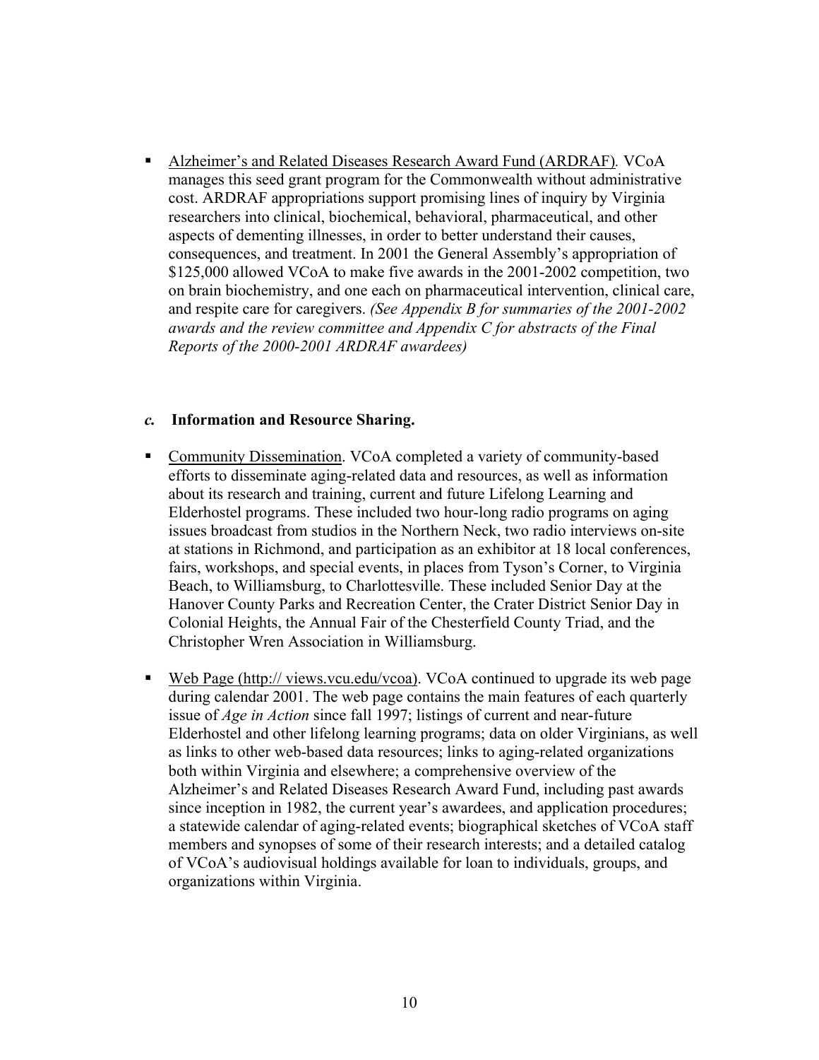- <u>Alzheimer's and Related Diseases Research Award Fund (ARDRAF)</u>. VCoA manages this seed grant program for the Commonwealth without administrative cost. ARDRAF appropriations support promising lines of inquiry by Virginia researchers into clinical, biochemical, behavioral, pharmaceutical, and other aspects of dementing illnesses, in order to better understand their causes, consequences, and treatment. In 2001 the General Assembly's appropriation of $125,000 allowed VCoA to make five awards in the 2001-2002 competition, two on brain biochemistry, and one each on pharmaceutical intervention, clinical care, and respite care for caregivers. *(See Appendix B for summaries of the 2001-2002 awards and the review committee and Appendix C for abstracts of the Final Reports of the 2000-2001 ARDRAF awardees)*

### *c.* **Information and Resource Sharing.**

- <u>Community Dissemination</u>. VCoA completed a variety of community-based efforts to disseminate aging-related data and resources, as well as information about its research and training, current and future Lifelong Learning and Elderhostel programs. These included two hour-long radio programs on aging issues broadcast from studios in the Northern Neck, two radio interviews on-site at stations in Richmond, and participation as an exhibitor at 18 local conferences, fairs, workshops, and special events, in places from Tyson's Corner, to Virginia Beach, to Williamsburg, to Charlottesville. These included Senior Day at the Hanover County Parks and Recreation Center, the Crater District Senior Day in Colonial Heights, the Annual Fair of the Chesterfield County Triad, and the Christopher Wren Association in Williamsburg.

- <u>Web Page (http:// views.vcu.edu/vcoa)</u>. VCoA continued to upgrade its web page during calendar 2001. The web page contains the main features of each quarterly issue of *Age in Action* since fall 1997; listings of current and near-future Elderhostel and other lifelong learning programs; data on older Virginians, as well as links to other web-based data resources; links to aging-related organizations both within Virginia and elsewhere; a comprehensive overview of the Alzheimer's and Related Diseases Research Award Fund, including past awards since inception in 1982, the current year's awardees, and application procedures; a statewide calendar of aging-related events; biographical sketches of VCoA staff members and synopses of some of their research interests; and a detailed catalog of VCoA's audiovisual holdings available for loan to individuals, groups, and organizations within Virginia.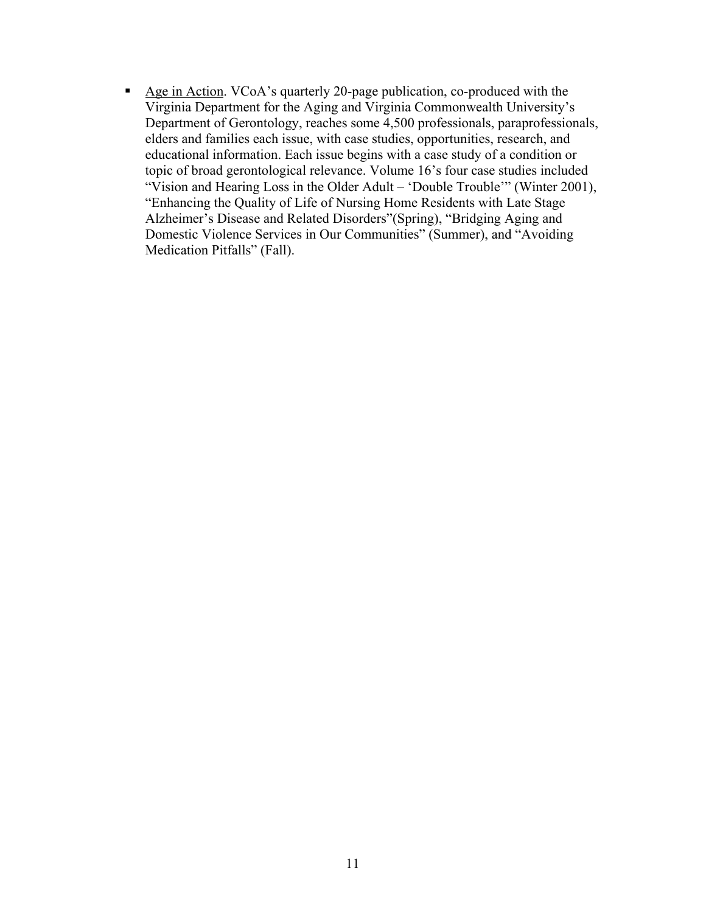- Age in Action. VCoA's quarterly 20-page publication, co-produced with the Virginia Department for the Aging and Virginia Commonwealth University's Department of Gerontology, reaches some 4,500 professionals, paraprofessionals, elders and families each issue, with case studies, opportunities, research, and educational information. Each issue begins with a case study of a condition or topic of broad gerontological relevance. Volume 16's four case studies included "Vision and Hearing Loss in the Older Adult – 'Double Trouble'" (Winter 2001), "Enhancing the Quality of Life of Nursing Home Residents with Late Stage Alzheimer's Disease and Related Disorders"(Spring), "Bridging Aging and Domestic Violence Services in Our Communities" (Summer), and "Avoiding Medication Pitfalls" (Fall).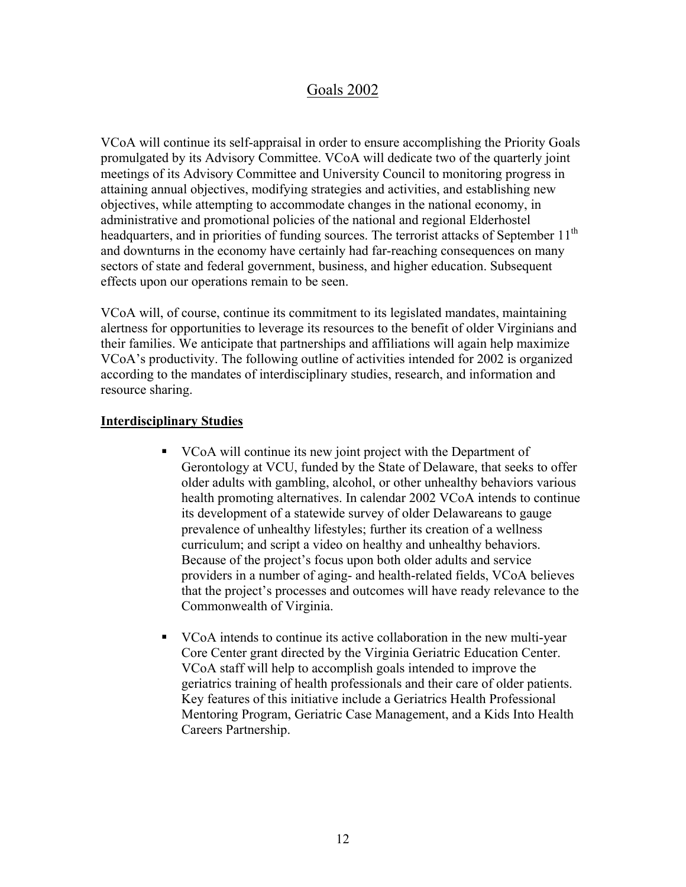# Goals 2002

VCoA will continue its self-appraisal in order to ensure accomplishing the Priority Goals promulgated by its Advisory Committee. VCoA will dedicate two of the quarterly joint meetings of its Advisory Committee and University Council to monitoring progress in attaining annual objectives, modifying strategies and activities, and establishing new objectives, while attempting to accommodate changes in the national economy, in administrative and promotional policies of the national and regional Elderhostel headquarters, and in priorities of funding sources. The terrorist attacks of September 11th and downturns in the economy have certainly had far-reaching consequences on many sectors of state and federal government, business, and higher education. Subsequent effects upon our operations remain to be seen.

VCoA will, of course, continue its commitment to its legislated mandates, maintaining alertness for opportunities to leverage its resources to the benefit of older Virginians and their families. We anticipate that partnerships and affiliations will again help maximize VCoA's productivity. The following outline of activities intended for 2002 is organized according to the mandates of interdisciplinary studies, research, and information and resource sharing.

**Interdisciplinary Studies**

- VCoA will continue its new joint project with the Department of Gerontology at VCU, funded by the State of Delaware, that seeks to offer older adults with gambling, alcohol, or other unhealthy behaviors various health promoting alternatives. In calendar 2002 VCoA intends to continue its development of a statewide survey of older Delawareans to gauge prevalence of unhealthy lifestyles; further its creation of a wellness curriculum; and script a video on healthy and unhealthy behaviors. Because of the project's focus upon both older adults and service providers in a number of aging- and health-related fields, VCoA believes that the project's processes and outcomes will have ready relevance to the Commonwealth of Virginia.
- VCoA intends to continue its active collaboration in the new multi-year Core Center grant directed by the Virginia Geriatric Education Center. VCoA staff will help to accomplish goals intended to improve the geriatrics training of health professionals and their care of older patients. Key features of this initiative include a Geriatrics Health Professional Mentoring Program, Geriatric Case Management, and a Kids Into Health Careers Partnership.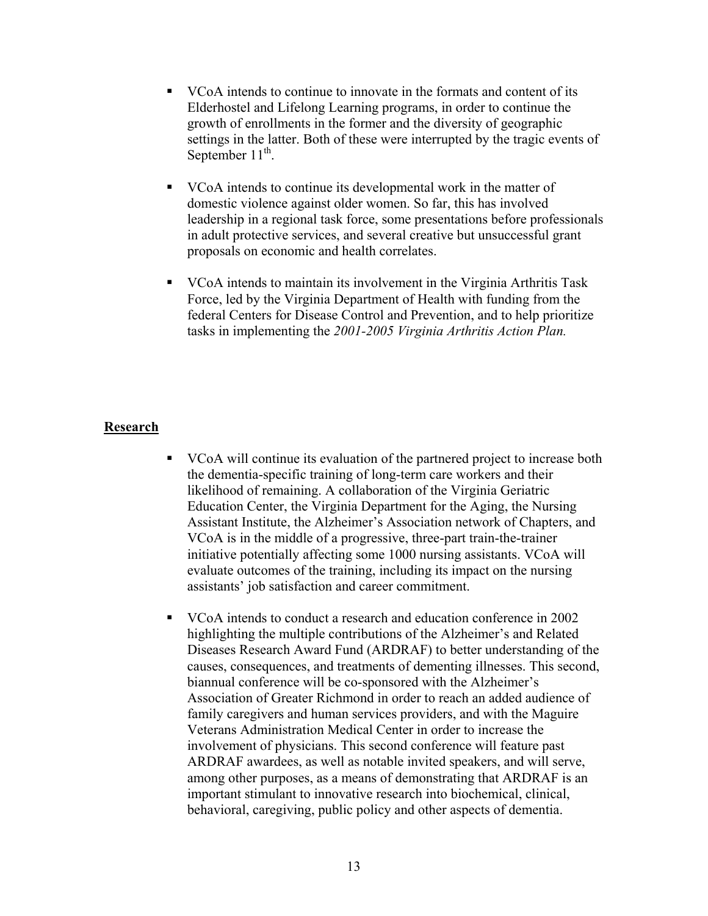- VCoA intends to continue to innovate in the formats and content of its Elderhostel and Lifelong Learning programs, in order to continue the growth of enrollments in the former and the diversity of geographic settings in the latter. Both of these were interrupted by the tragic events of September 11th.

- VCoA intends to continue its developmental work in the matter of domestic violence against older women. So far, this has involved leadership in a regional task force, some presentations before professionals in adult protective services, and several creative but unsuccessful grant proposals on economic and health correlates.

- VCoA intends to maintain its involvement in the Virginia Arthritis Task Force, led by the Virginia Department of Health with funding from the federal Centers for Disease Control and Prevention, and to help prioritize tasks in implementing the *2001-2005 Virginia Arthritis Action Plan.*

**Research**

- VCoA will continue its evaluation of the partnered project to increase both the dementia-specific training of long-term care workers and their likelihood of remaining. A collaboration of the Virginia Geriatric Education Center, the Virginia Department for the Aging, the Nursing Assistant Institute, the Alzheimer's Association network of Chapters, and VCoA is in the middle of a progressive, three-part train-the-trainer initiative potentially affecting some 1000 nursing assistants. VCoA will evaluate outcomes of the training, including its impact on the nursing assistants' job satisfaction and career commitment.

- VCoA intends to conduct a research and education conference in 2002 highlighting the multiple contributions of the Alzheimer's and Related Diseases Research Award Fund (ARDRAF) to better understanding of the causes, consequences, and treatments of dementing illnesses. This second, biannual conference will be co-sponsored with the Alzheimer's Association of Greater Richmond in order to reach an added audience of family caregivers and human services providers, and with the Maguire Veterans Administration Medical Center in order to increase the involvement of physicians. This second conference will feature past ARDRAF awardees, as well as notable invited speakers, and will serve, among other purposes, as a means of demonstrating that ARDRAF is an important stimulant to innovative research into biochemical, clinical, behavioral, caregiving, public policy and other aspects of dementia.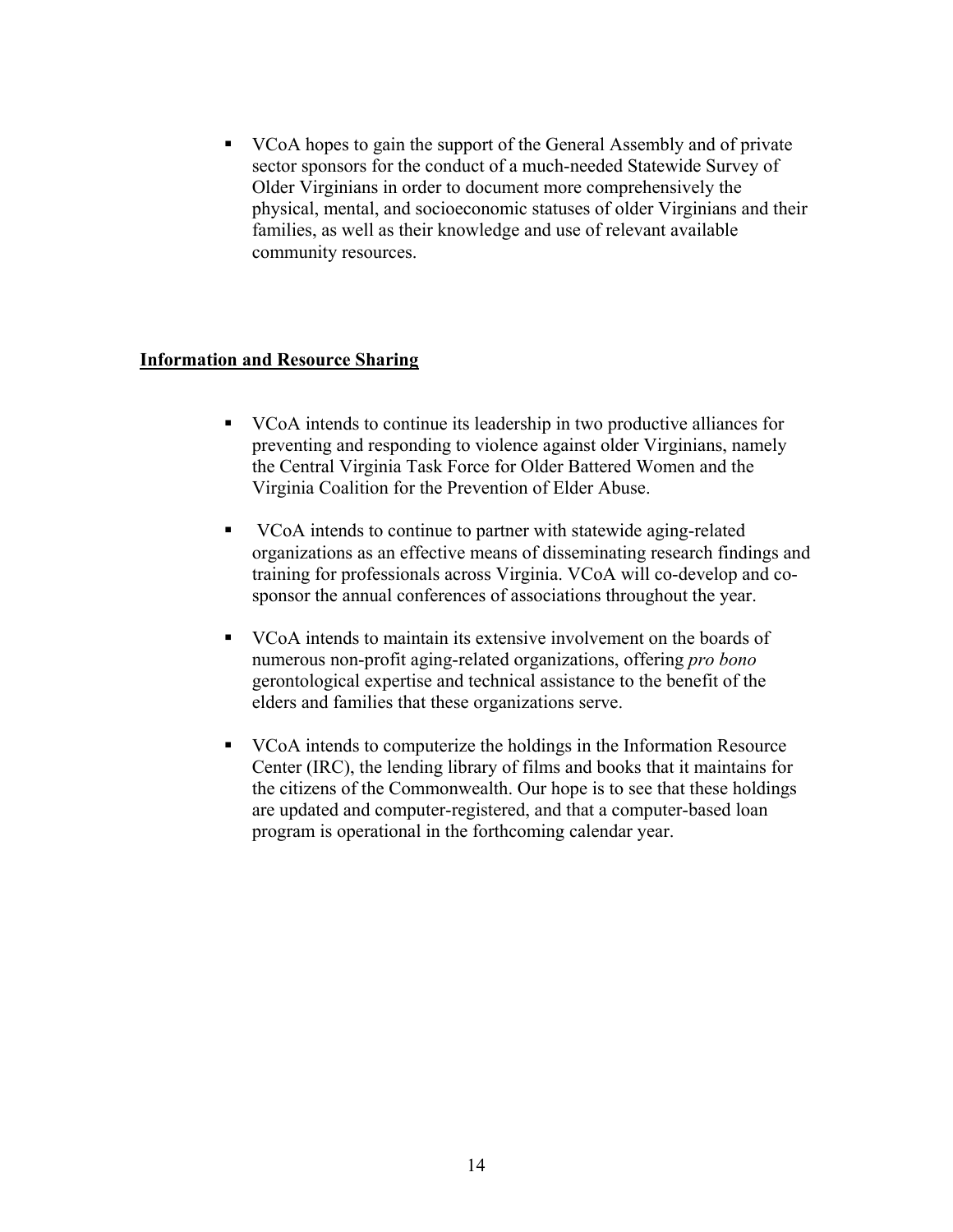- VCoA hopes to gain the support of the General Assembly and of private sector sponsors for the conduct of a much-needed Statewide Survey of Older Virginians in order to document more comprehensively the physical, mental, and socioeconomic statuses of older Virginians and their families, as well as their knowledge and use of relevant available community resources.

**Information and Resource Sharing**

- VCoA intends to continue its leadership in two productive alliances for preventing and responding to violence against older Virginians, namely the Central Virginia Task Force for Older Battered Women and the Virginia Coalition for the Prevention of Elder Abuse.

- VCoA intends to continue to partner with statewide aging-related organizations as an effective means of disseminating research findings and training for professionals across Virginia. VCoA will co-develop and co-sponsor the annual conferences of associations throughout the year.

- VCoA intends to maintain its extensive involvement on the boards of numerous non-profit aging-related organizations, offering *pro bono* gerontological expertise and technical assistance to the benefit of the elders and families that these organizations serve.

- VCoA intends to computerize the holdings in the Information Resource Center (IRC), the lending library of films and books that it maintains for the citizens of the Commonwealth. Our hope is to see that these holdings are updated and computer-registered, and that a computer-based loan program is operational in the forthcoming calendar year.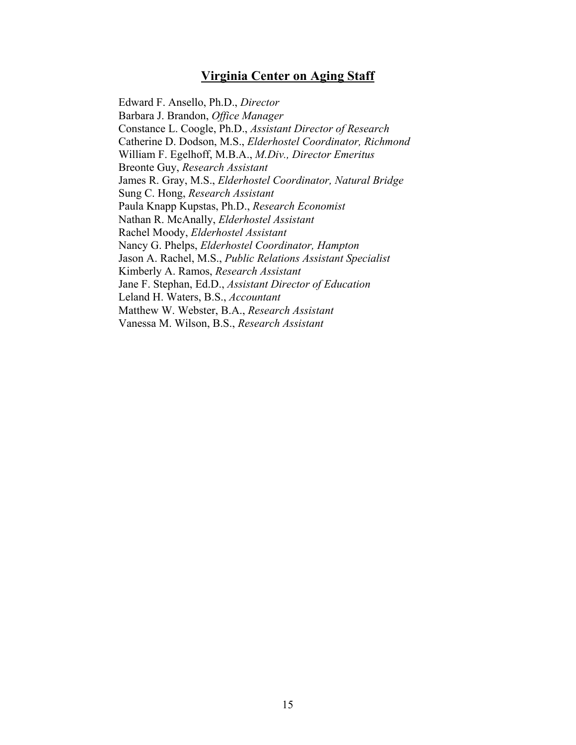## Virginia Center on Aging Staff

Edward F. Ansello, Ph.D., *Director*
Barbara J. Brandon, *Office Manager*
Constance L. Coogle, Ph.D., *Assistant Director of Research*
Catherine D. Dodson, M.S., *Elderhostel Coordinator, Richmond*
William F. Egelhoff, M.B.A., *M.Div., Director Emeritus*
Breonte Guy, *Research Assistant*
James R. Gray, M.S., *Elderhostel Coordinator, Natural Bridge*
Sung C. Hong, *Research Assistant*
Paula Knapp Kupstas, Ph.D., *Research Economist*
Nathan R. McAnally, *Elderhostel Assistant*
Rachel Moody, *Elderhostel Assistant*
Nancy G. Phelps, *Elderhostel Coordinator, Hampton*
Jason A. Rachel, M.S., *Public Relations Assistant Specialist*
Kimberly A. Ramos, *Research Assistant*
Jane F. Stephan, Ed.D., *Assistant Director of Education*
Leland H. Waters, B.S., *Accountant*
Matthew W. Webster, B.A., *Research Assistant*
Vanessa M. Wilson, B.S., *Research Assistant*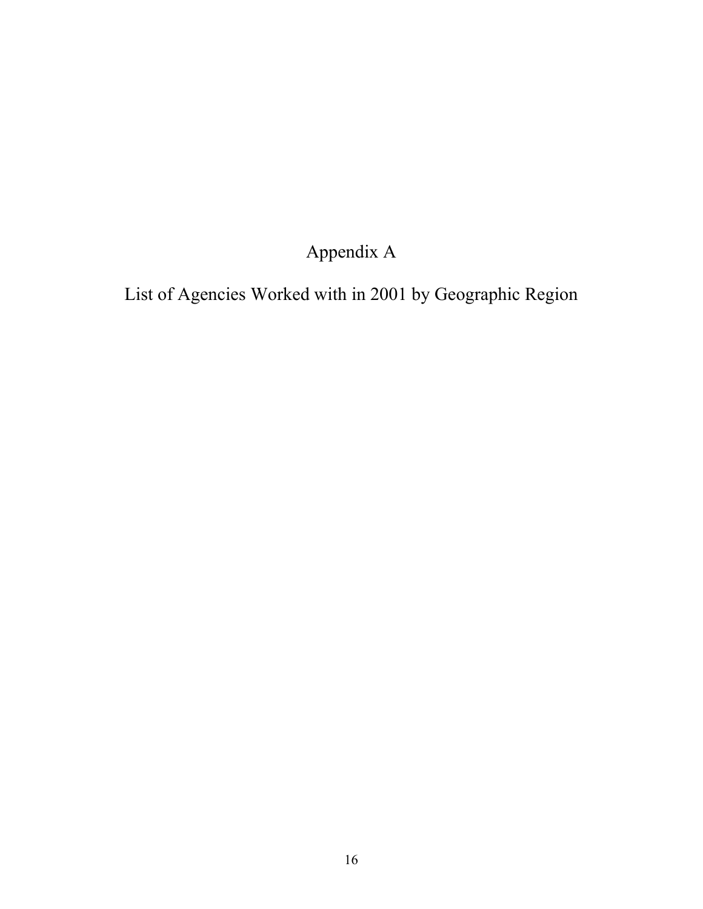# Appendix A

## List of Agencies Worked with in 2001 by Geographic Region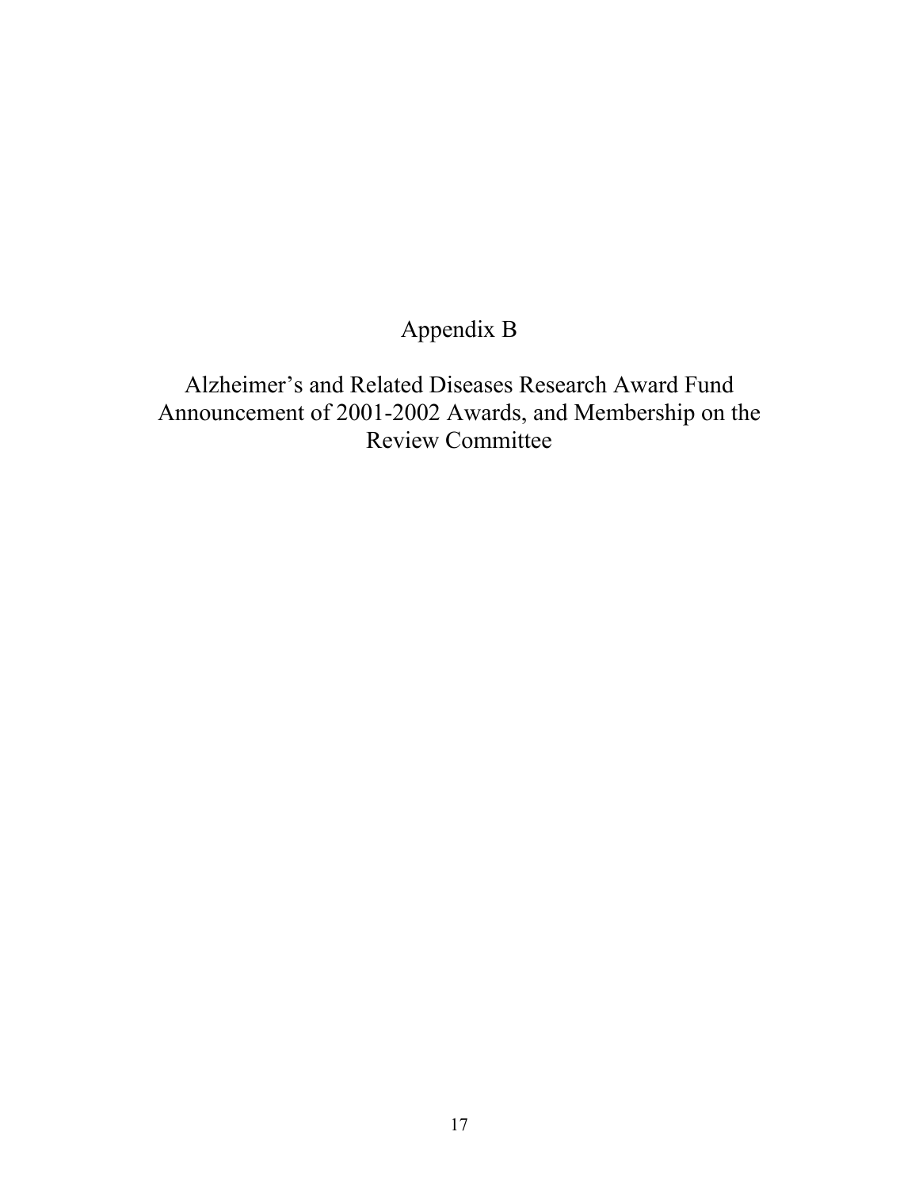# Appendix B

## Alzheimer's and Related Diseases Research Award Fund Announcement of 2001-2002 Awards, and Membership on the Review Committee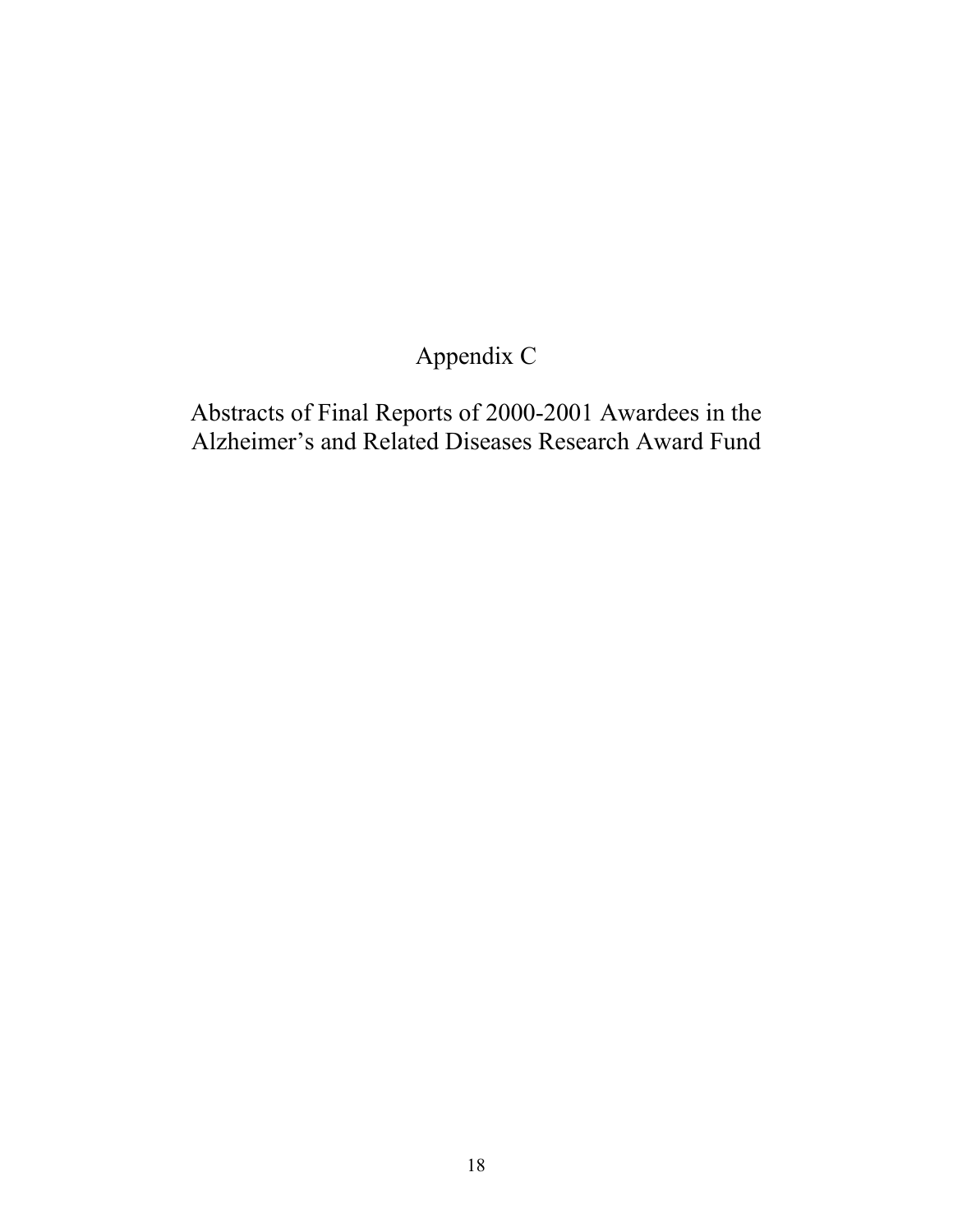# Appendix C

## Abstracts of Final Reports of 2000-2001 Awardees in the Alzheimer's and Related Diseases Research Award Fund